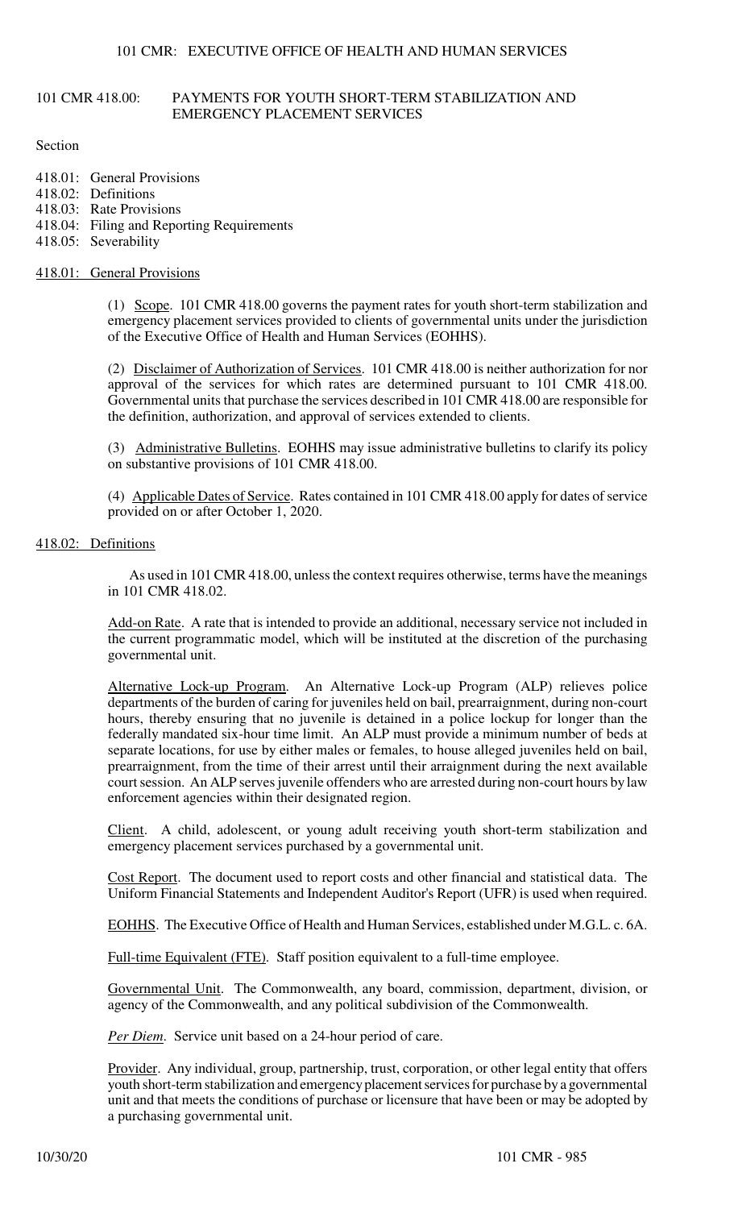# 101 CMR 418.00: PAYMENTS FOR YOUTH SHORT-TERM STABILIZATION AND EMERGENCY PLACEMENT SERVICES

Section

- 418.01: General Provisions
- 418.02: Definitions
- 418.03: Rate Provisions
- 418.04: Filing and Reporting Requirements
- 418.05: Severability

## 418.01: General Provisions

(1) Scope. 101 CMR 418.00 governs the payment rates for youth short-term stabilization and emergency placement services provided to clients of governmental units under the jurisdiction of the Executive Office of Health and Human Services (EOHHS).

(2) Disclaimer of Authorization of Services. 101 CMR 418.00 is neither authorization for nor approval of the services for which rates are determined pursuant to 101 CMR 418.00. Governmental units that purchase the services described in 101 CMR 418.00 are responsible for the definition, authorization, and approval of services extended to clients.

(3) Administrative Bulletins. EOHHS may issue administrative bulletins to clarify its policy on substantive provisions of 101 CMR 418.00.

(4) Applicable Dates of Service. Rates contained in 101 CMR 418.00 apply for dates of service provided on or after October 1, 2020.

## 418.02: Definitions

As used in 101 CMR 418.00, unless the context requires otherwise, terms have the meanings in 101 CMR 418.02.

Add-on Rate. A rate that is intended to provide an additional, necessary service not included in the current programmatic model, which will be instituted at the discretion of the purchasing governmental unit.

Alternative Lock-up Program. An Alternative Lock-up Program (ALP) relieves police departments of the burden of caring for juveniles held on bail, prearraignment, during non-court hours, thereby ensuring that no juvenile is detained in a police lockup for longer than the federally mandated six-hour time limit. An ALP must provide a minimum number of beds at separate locations, for use by either males or females, to house alleged juveniles held on bail, prearraignment, from the time of their arrest until their arraignment during the next available court session. An ALP serves juvenile offenders who are arrested during non-court hours by law enforcement agencies within their designated region.

Client. A child, adolescent, or young adult receiving youth short-term stabilization and emergency placement services purchased by a governmental unit.

Cost Report. The document used to report costs and other financial and statistical data. The Uniform Financial Statements and Independent Auditor's Report (UFR) is used when required.

EOHHS. The Executive Office of Health and Human Services, established under M.G.L. c. 6A.

Full-time Equivalent (FTE). Staff position equivalent to a full-time employee.

Governmental Unit. The Commonwealth, any board, commission, department, division, or agency of the Commonwealth, and any political subdivision of the Commonwealth.

*Per Diem*. Service unit based on a 24-hour period of care.

Provider. Any individual, group, partnership, trust, corporation, or other legal entity that offers youth short-term stabilization and emergency placement services for purchase by a governmental unit and that meets the conditions of purchase or licensure that have been or may be adopted by a purchasing governmental unit.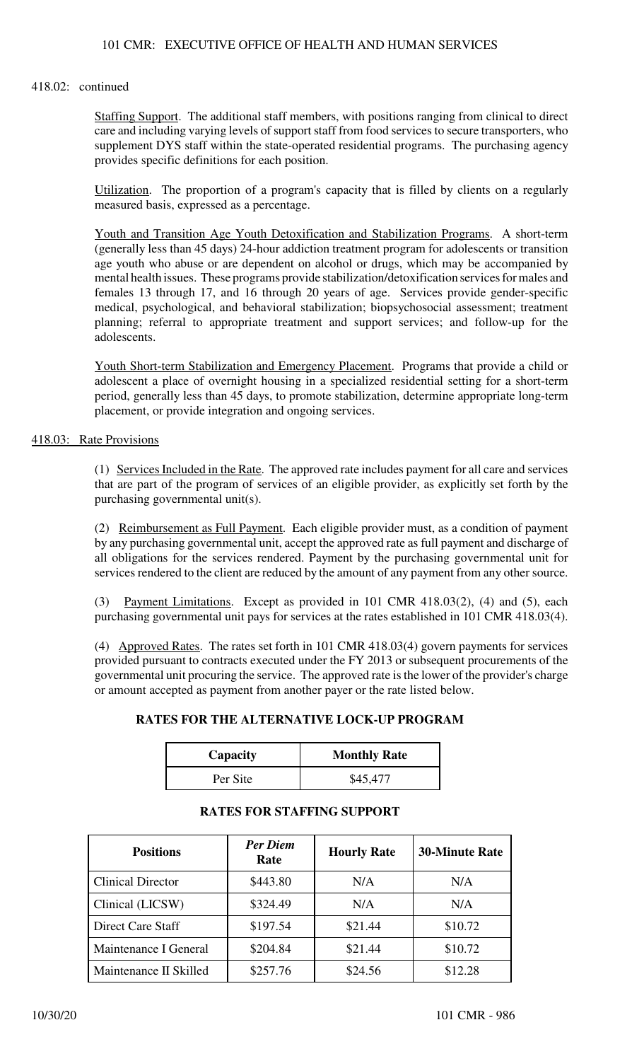418.02: continued

Staffing Support. The additional staff members, with positions ranging from clinical to direct care and including varying levels of support staff from food services to secure transporters, who supplement DYS staff within the state-operated residential programs. The purchasing agency provides specific definitions for each position.

Utilization. The proportion of a program's capacity that is filled by clients on a regularly measured basis, expressed as a percentage.

Youth and Transition Age Youth Detoxification and Stabilization Programs. A short-term (generally less than 45 days) 24-hour addiction treatment program for adolescents or transition age youth who abuse or are dependent on alcohol or drugs, which may be accompanied by mental health issues. These programs provide stabilization/detoxification services for males and females 13 through 17, and 16 through 20 years of age. Services provide gender-specific medical, psychological, and behavioral stabilization; biopsychosocial assessment; treatment planning; referral to appropriate treatment and support services; and follow-up for the adolescents.

Youth Short-term Stabilization and Emergency Placement. Programs that provide a child or adolescent a place of overnight housing in a specialized residential setting for a short-term period, generally less than 45 days, to promote stabilization, determine appropriate long-term placement, or provide integration and ongoing services.

## 418.03: Rate Provisions

(1) Services Included in the Rate. The approved rate includes payment for all care and services that are part of the program of services of an eligible provider, as explicitly set forth by the purchasing governmental unit(s).

(2) Reimbursement as Full Payment. Each eligible provider must, as a condition of payment by any purchasing governmental unit, accept the approved rate as full payment and discharge of all obligations for the services rendered. Payment by the purchasing governmental unit for services rendered to the client are reduced by the amount of any payment from any other source.

(3) Payment Limitations. Except as provided in 101 CMR 418.03(2), (4) and (5), each purchasing governmental unit pays for services at the rates established in 101 CMR 418.03(4).

(4) Approved Rates. The rates set forth in 101 CMR 418.03(4) govern payments for services provided pursuant to contracts executed under the FY 2013 or subsequent procurements of the governmental unit procuring the service. The approved rate is the lower of the provider's charge or amount accepted as payment from another payer or the rate listed below.

**RATES FOR THE ALTERNATIVE LOCK-UP PROGRAM**

| Capacity | Monthly Rate |
|---|---|
| Per Site | $45,477 |

**RATES FOR STAFFING SUPPORT**

| Positions | *Per Diem* Rate | Hourly Rate | 30-Minute Rate |
|---|---|---|---|
| Clinical Director | $443.80 | N/A | N/A |
| Clinical (LICSW) | $324.49 | N/A | N/A |
| Direct Care Staff | $197.54 | $21.44 | $10.72 |
| Maintenance I General | $204.84 | $21.44 | $10.72 |
| Maintenance II Skilled | $257.76 | $24.56 | $12.28 |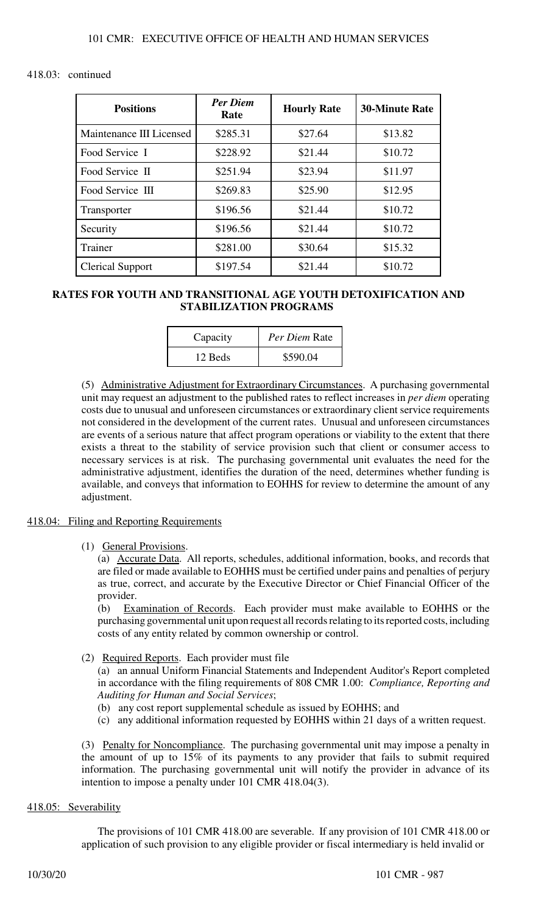418.03: continued

| Positions | *Per Diem* Rate | Hourly Rate | 30-Minute Rate |
|---|---|---|---|
| Maintenance III Licensed | $285.31 | $27.64 | $13.82 |
| Food Service I | $228.92 | $21.44 | $10.72 |
| Food Service II | $251.94 | $23.94 | $11.97 |
| Food Service III | $269.83 | $25.90 | $12.95 |
| Transporter | $196.56 | $21.44 | $10.72 |
| Security | $196.56 | $21.44 | $10.72 |
| Trainer | $281.00 | $30.64 | $15.32 |
| Clerical Support | $197.54 | $21.44 | $10.72 |

**RATES FOR YOUTH AND TRANSITIONAL AGE YOUTH DETOXIFICATION AND STABILIZATION PROGRAMS**

| Capacity | *Per Diem* Rate |
|---|---|
| 12 Beds | $590.04 |

(5) Administrative Adjustment for Extraordinary Circumstances. A purchasing governmental unit may request an adjustment to the published rates to reflect increases in *per diem* operating costs due to unusual and unforeseen circumstances or extraordinary client service requirements not considered in the development of the current rates. Unusual and unforeseen circumstances are events of a serious nature that affect program operations or viability to the extent that there exists a threat to the stability of service provision such that client or consumer access to necessary services is at risk. The purchasing governmental unit evaluates the need for the administrative adjustment, identifies the duration of the need, determines whether funding is available, and conveys that information to EOHHS for review to determine the amount of any adjustment.

## 418.04: Filing and Reporting Requirements

(1) General Provisions.

(a) Accurate Data. All reports, schedules, additional information, books, and records that are filed or made available to EOHHS must be certified under pains and penalties of perjury as true, correct, and accurate by the Executive Director or Chief Financial Officer of the provider.

(b) Examination of Records. Each provider must make available to EOHHS or the purchasing governmental unit upon request all records relating to its reported costs, including costs of any entity related by common ownership or control.

(2) Required Reports. Each provider must file

(a) an annual Uniform Financial Statements and Independent Auditor's Report completed in accordance with the filing requirements of 808 CMR 1.00: *Compliance, Reporting and Auditing for Human and Social Services*;

(b) any cost report supplemental schedule as issued by EOHHS; and

(c) any additional information requested by EOHHS within 21 days of a written request.

(3) Penalty for Noncompliance. The purchasing governmental unit may impose a penalty in the amount of up to 15% of its payments to any provider that fails to submit required information. The purchasing governmental unit will notify the provider in advance of its intention to impose a penalty under 101 CMR 418.04(3).

## 418.05: Severability

The provisions of 101 CMR 418.00 are severable. If any provision of 101 CMR 418.00 or application of such provision to any eligible provider or fiscal intermediary is held invalid or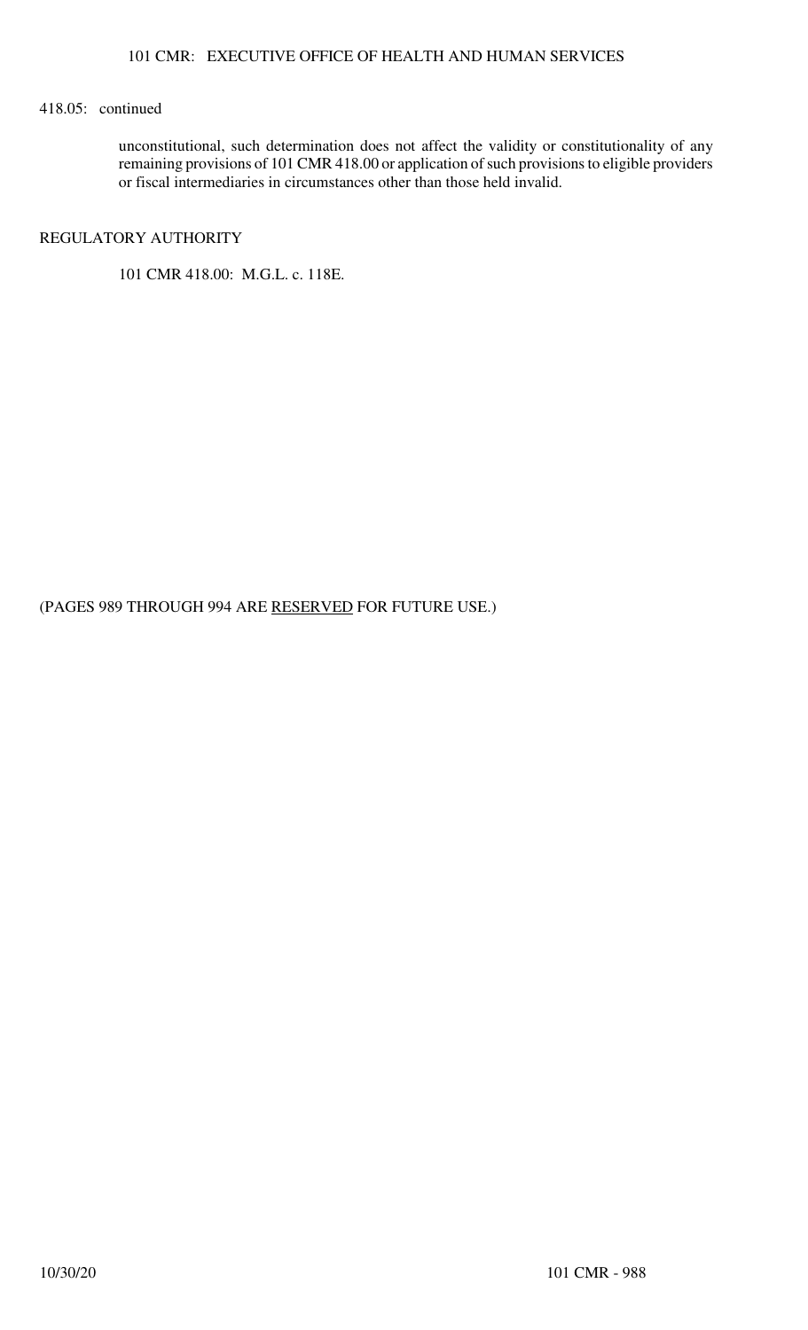418.05: continued

unconstitutional, such determination does not affect the validity or constitutionality of any remaining provisions of 101 CMR 418.00 or application of such provisions to eligible providers or fiscal intermediaries in circumstances other than those held invalid.

## REGULATORY AUTHORITY

101 CMR 418.00: M.G.L. c. 118E.

(PAGES 989 THROUGH 994 ARE RESERVED FOR FUTURE USE.)